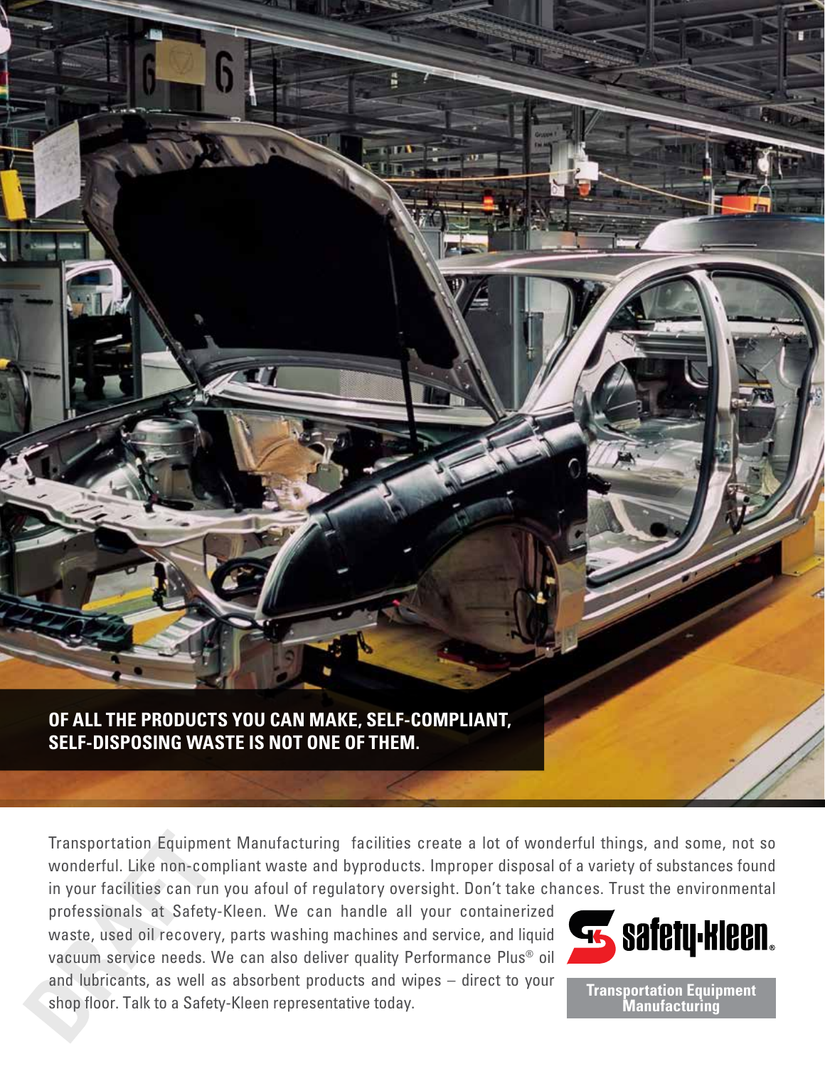**OF ALL THE PRODUCTS YOU CAN MAKE, SELF-COMPLIANT, SELF-DISPOSING WASTE IS NOT ONE OF THEM.**

Transportation Equipment Manufacturing facilities create a lot of wonderful things, and some, not so wonderful. Like non-compliant waste and byproducts. Improper disposal of a variety of substances found in your facilities can run you afoul of regulatory oversight. Don't take chances. Trust the environmental professionals at Safety-Kleen. We can handle all your containerized waste, used oil recovery, parts washing machines and service, and liquid vacuum service needs. We can also deliver quality Performance Plus® oil and lubricants, as well as absorbent products and wipes – direct to your shop floor. Talk to a Safety-Kleen representative today.

safety-kleen®

**Transportation Equipment Manufacturing**

DRAFT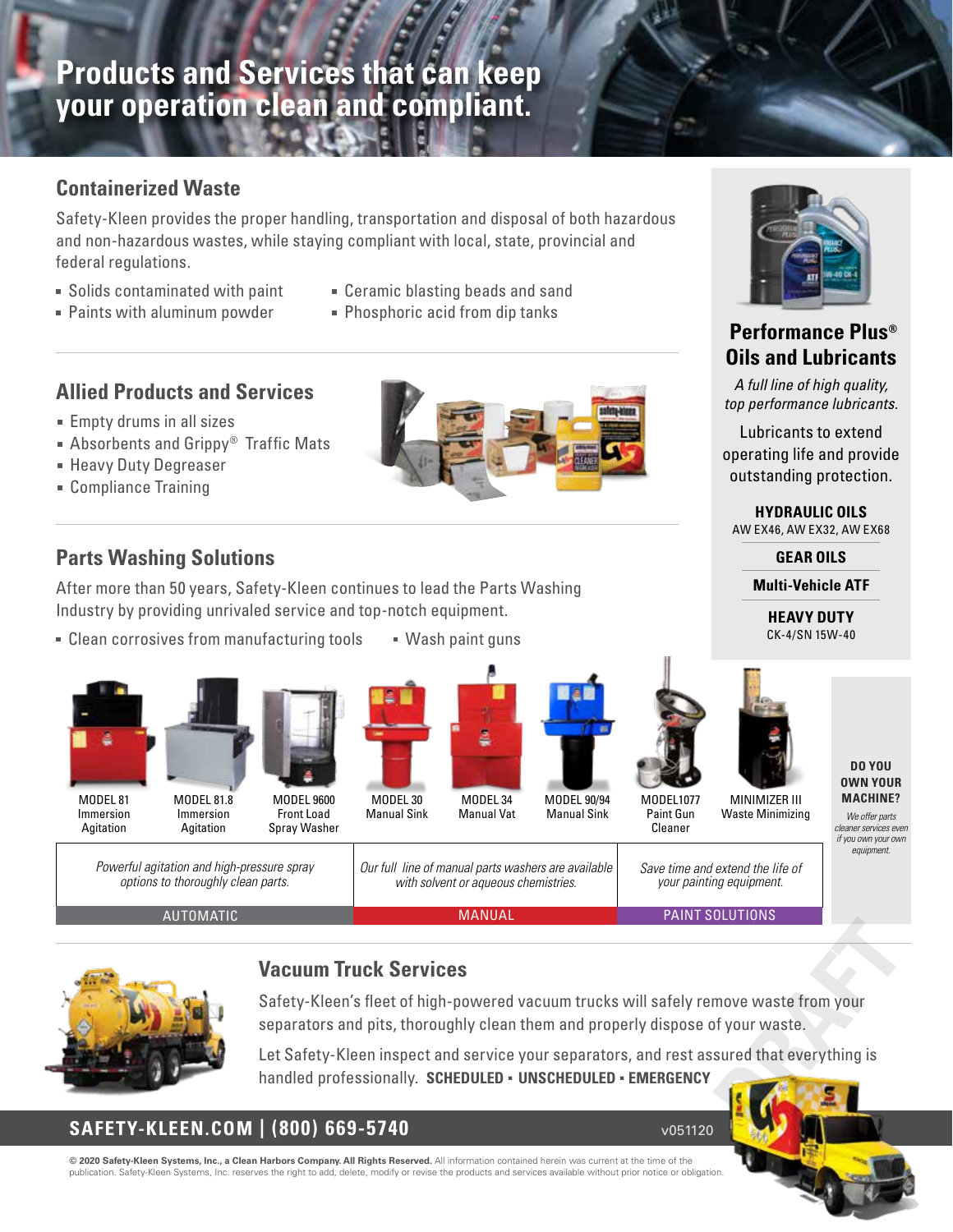# Products and Services that can keep your operation clean and compliant.

## Containerized Waste

Safety-Kleen provides the proper handling, transportation and disposal of both hazardous and non-hazardous wastes, while staying compliant with local, state, provincial and federal regulations.

- Solids contaminated with paint
- Paints with aluminum powder
- Ceramic blasting beads and sand
- Phosphoric acid from dip tanks

## Allied Products and Services

- Empty drums in all sizes
- Absorbents and Grippy® Traffic Mats
- Heavy Duty Degreaser
- Compliance Training

## Parts Washing Solutions

After more than 50 years, Safety-Kleen continues to lead the Parts Washing Industry by providing unrivaled service and top-notch equipment.

- Clean corrosives from manufacturing tools
- Wash paint guns

| | | | | | | | |
|---|---|---|---|---|---|---|---|
| MODEL 81 Immersion Agitation | MODEL 81.8 Immersion Agitation | MODEL 9600 Front Load Spray Washer | MODEL 30 Manual Sink | MODEL 34 Manual Vat | MODEL 90/94 Manual Sink | MODEL1077 Paint Gun Cleaner | MINIMIZER III Waste Minimizing |

**AUTOMATIC**
*Powerful agitation and high-pressure spray options to thoroughly clean parts.*

**MANUAL**
*Our full line of manual parts washers are available with solvent or aqueous chemistries.*

**PAINT SOLUTIONS**
*Save time and extend the life of your painting equipment.*

**DO YOU OWN YOUR MACHINE?**
*We offer parts cleaner services even if you own your own equipment.*

## Performance Plus® Oils and Lubricants

*A full line of high quality, top performance lubricants.*

Lubricants to extend operating life and provide outstanding protection.

**HYDRAULIC OILS**
AW EX46, AW EX32, AW EX68

**GEAR OILS**

**Multi-Vehicle ATF**

**HEAVY DUTY**
CK-4/SN 15W-40

## Vacuum Truck Services

Safety-Kleen's fleet of high-powered vacuum trucks will safely remove waste from your separators and pits, thoroughly clean them and properly dispose of your waste.

Let Safety-Kleen inspect and service your separators, and rest assured that everything is handled professionally. **SCHEDULED ▪ UNSCHEDULED ▪ EMERGENCY**

**SAFETY-KLEEN.COM | (800) 669-5740**

v051120

**© 2020 Safety-Kleen Systems, Inc., a Clean Harbors Company. All Rights Reserved.** All information contained herein was current at the time of the publication. Safety-Kleen Systems, Inc. reserves the right to add, delete, modify or revise the products and services available without prior notice or obligation.